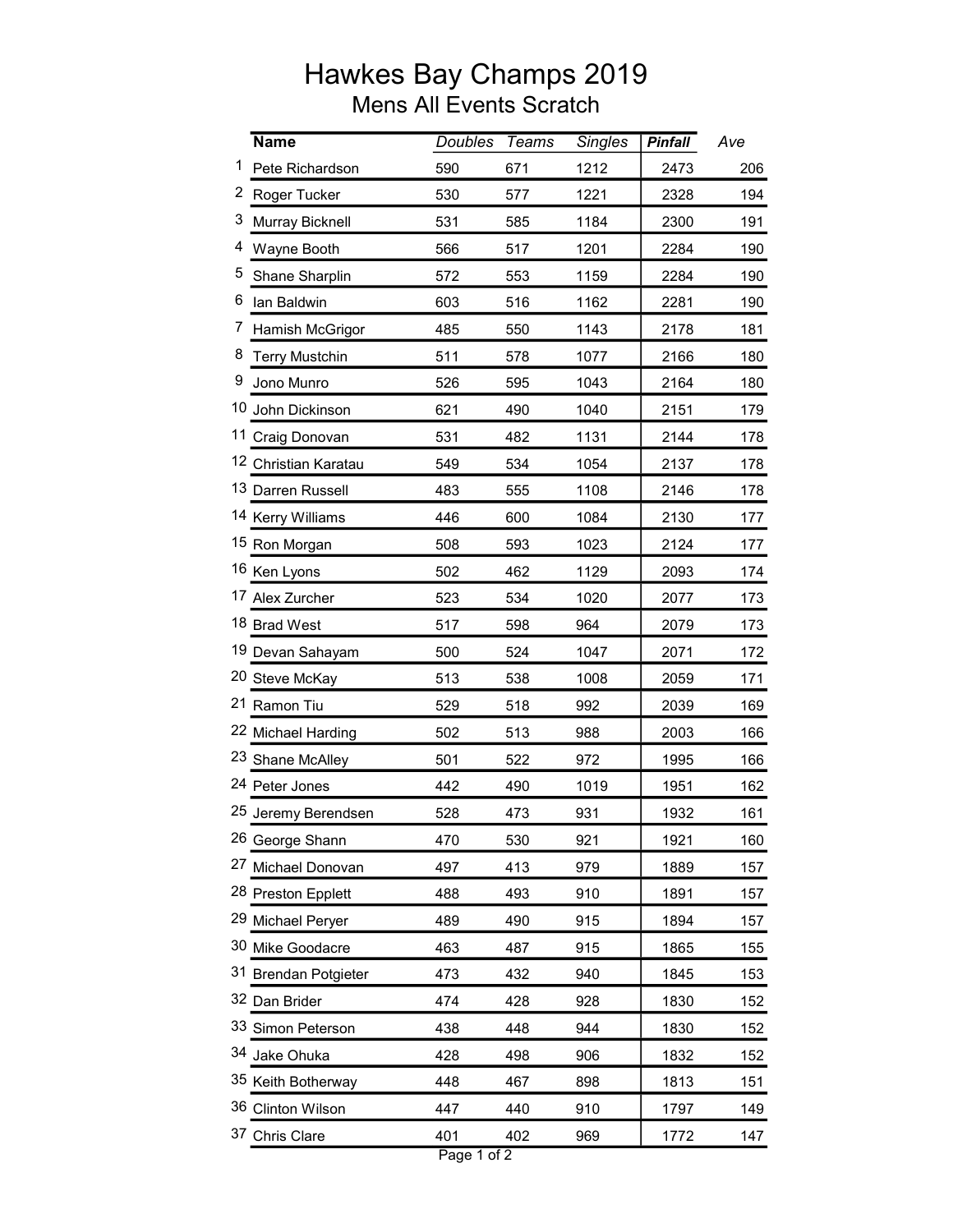# Hawkes Bay Champs 2019

## Mens All Events Scratch

| | Name | Doubles | Teams | Singles | Pinfall | Ave |
|---|---|---|---|---|---|---|
| 1 | Pete Richardson | 590 | 671 | 1212 | 2473 | 206 |
| 2 | Roger Tucker | 530 | 577 | 1221 | 2328 | 194 |
| 3 | Murray Bicknell | 531 | 585 | 1184 | 2300 | 191 |
| 4 | Wayne Booth | 566 | 517 | 1201 | 2284 | 190 |
| 5 | Shane Sharplin | 572 | 553 | 1159 | 2284 | 190 |
| 6 | Ian Baldwin | 603 | 516 | 1162 | 2281 | 190 |
| 7 | Hamish McGrigor | 485 | 550 | 1143 | 2178 | 181 |
| 8 | Terry Mustchin | 511 | 578 | 1077 | 2166 | 180 |
| 9 | Jono Munro | 526 | 595 | 1043 | 2164 | 180 |
| 10 | John Dickinson | 621 | 490 | 1040 | 2151 | 179 |
| 11 | Craig Donovan | 531 | 482 | 1131 | 2144 | 178 |
| 12 | Christian Karatau | 549 | 534 | 1054 | 2137 | 178 |
| 13 | Darren Russell | 483 | 555 | 1108 | 2146 | 178 |
| 14 | Kerry Williams | 446 | 600 | 1084 | 2130 | 177 |
| 15 | Ron Morgan | 508 | 593 | 1023 | 2124 | 177 |
| 16 | Ken Lyons | 502 | 462 | 1129 | 2093 | 174 |
| 17 | Alex Zurcher | 523 | 534 | 1020 | 2077 | 173 |
| 18 | Brad West | 517 | 598 | 964 | 2079 | 173 |
| 19 | Devan Sahayam | 500 | 524 | 1047 | 2071 | 172 |
| 20 | Steve McKay | 513 | 538 | 1008 | 2059 | 171 |
| 21 | Ramon Tiu | 529 | 518 | 992 | 2039 | 169 |
| 22 | Michael Harding | 502 | 513 | 988 | 2003 | 166 |
| 23 | Shane McAlley | 501 | 522 | 972 | 1995 | 166 |
| 24 | Peter Jones | 442 | 490 | 1019 | 1951 | 162 |
| 25 | Jeremy Berendsen | 528 | 473 | 931 | 1932 | 161 |
| 26 | George Shann | 470 | 530 | 921 | 1921 | 160 |
| 27 | Michael Donovan | 497 | 413 | 979 | 1889 | 157 |
| 28 | Preston Epplett | 488 | 493 | 910 | 1891 | 157 |
| 29 | Michael Peryer | 489 | 490 | 915 | 1894 | 157 |
| 30 | Mike Goodacre | 463 | 487 | 915 | 1865 | 155 |
| 31 | Brendan Potgieter | 473 | 432 | 940 | 1845 | 153 |
| 32 | Dan Brider | 474 | 428 | 928 | 1830 | 152 |
| 33 | Simon Peterson | 438 | 448 | 944 | 1830 | 152 |
| 34 | Jake Ohuka | 428 | 498 | 906 | 1832 | 152 |
| 35 | Keith Botherway | 448 | 467 | 898 | 1813 | 151 |
| 36 | Clinton Wilson | 447 | 440 | 910 | 1797 | 149 |
| 37 | Chris Clare | 401 | 402 | 969 | 1772 | 147 |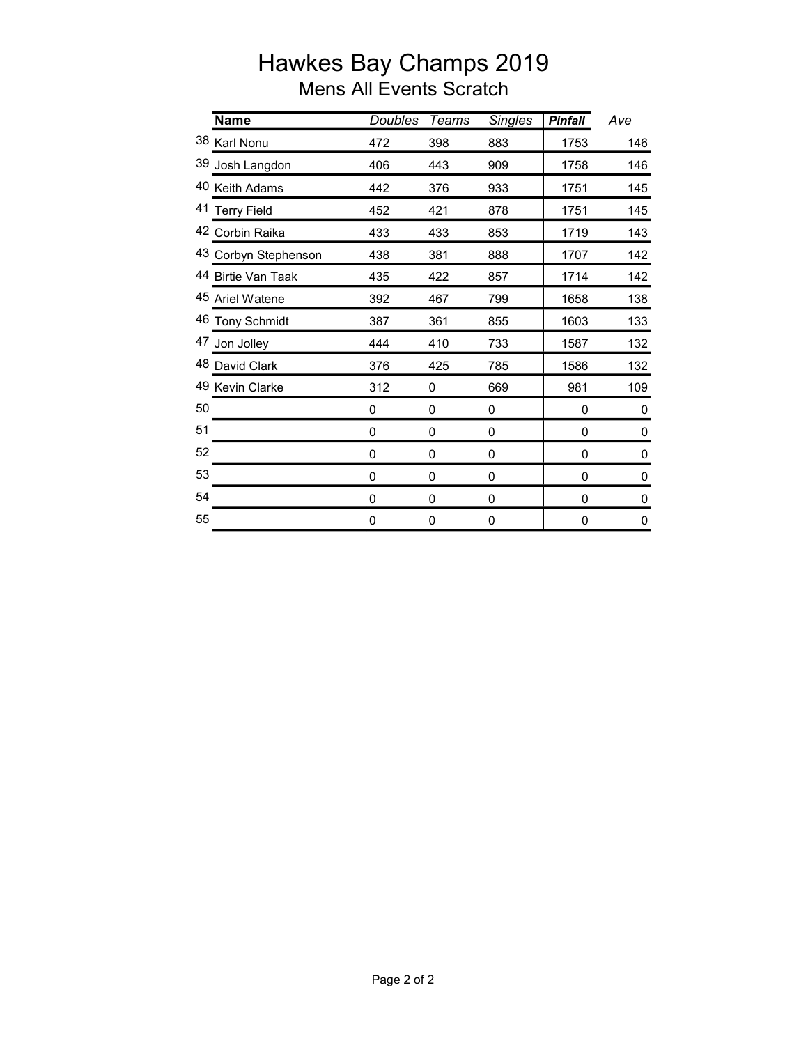# Hawkes Bay Champs 2019

## Mens All Events Scratch

| | Name | Doubles | Teams | Singles | Pinfall | Ave |
|---|---|---|---|---|---|---|
| 38 | Karl Nonu | 472 | 398 | 883 | 1753 | 146 |
| 39 | Josh Langdon | 406 | 443 | 909 | 1758 | 146 |
| 40 | Keith Adams | 442 | 376 | 933 | 1751 | 145 |
| 41 | Terry Field | 452 | 421 | 878 | 1751 | 145 |
| 42 | Corbin Raika | 433 | 433 | 853 | 1719 | 143 |
| 43 | Corbyn Stephenson | 438 | 381 | 888 | 1707 | 142 |
| 44 | Birtie Van Taak | 435 | 422 | 857 | 1714 | 142 |
| 45 | Ariel Watene | 392 | 467 | 799 | 1658 | 138 |
| 46 | Tony Schmidt | 387 | 361 | 855 | 1603 | 133 |
| 47 | Jon Jolley | 444 | 410 | 733 | 1587 | 132 |
| 48 | David Clark | 376 | 425 | 785 | 1586 | 132 |
| 49 | Kevin Clarke | 312 | 0 | 669 | 981 | 109 |
| 50 | | 0 | 0 | 0 | 0 | 0 |
| 51 | | 0 | 0 | 0 | 0 | 0 |
| 52 | | 0 | 0 | 0 | 0 | 0 |
| 53 | | 0 | 0 | 0 | 0 | 0 |
| 54 | | 0 | 0 | 0 | 0 | 0 |
| 55 | | 0 | 0 | 0 | 0 | 0 |